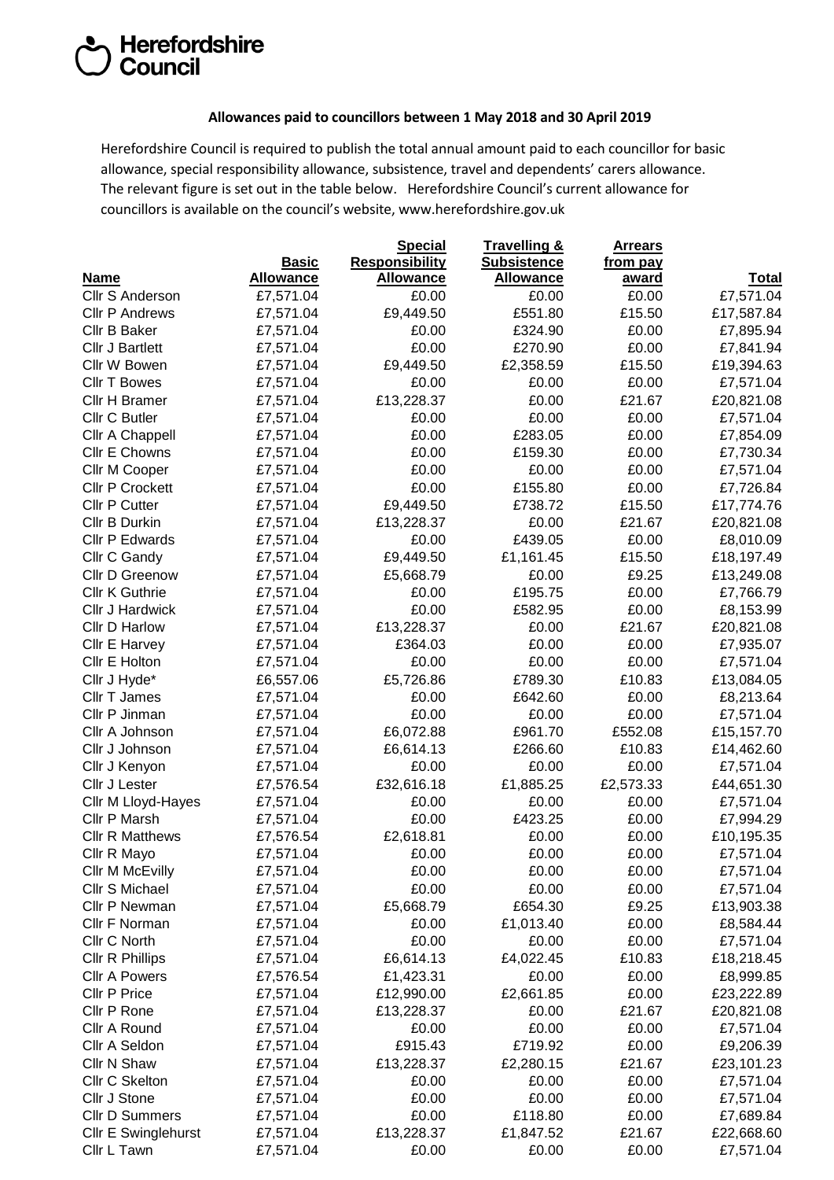Herefordshire Council

**Allowances paid to councillors between 1 May 2018 and 30 April 2019**

Herefordshire Council is required to publish the total annual amount paid to each councillor for basic allowance, special responsibility allowance, subsistence, travel and dependents' carers allowance. The relevant figure is set out in the table below. Herefordshire Council's current allowance for councillors is available on the council's website, www.herefordshire.gov.uk

| Name | Basic Allowance | Special Responsibility Allowance | Travelling & Subsistence Allowance | Arrears from pay award | Total |
|---|---|---|---|---|---|
| Cllr S Anderson | £7,571.04 | £0.00 | £0.00 | £0.00 | £7,571.04 |
| Cllr P Andrews | £7,571.04 | £9,449.50 | £551.80 | £15.50 | £17,587.84 |
| Cllr B Baker | £7,571.04 | £0.00 | £324.90 | £0.00 | £7,895.94 |
| Cllr J Bartlett | £7,571.04 | £0.00 | £270.90 | £0.00 | £7,841.94 |
| Cllr W Bowen | £7,571.04 | £9,449.50 | £2,358.59 | £15.50 | £19,394.63 |
| Cllr T Bowes | £7,571.04 | £0.00 | £0.00 | £0.00 | £7,571.04 |
| Cllr H Bramer | £7,571.04 | £13,228.37 | £0.00 | £21.67 | £20,821.08 |
| Cllr C Butler | £7,571.04 | £0.00 | £0.00 | £0.00 | £7,571.04 |
| Cllr A Chappell | £7,571.04 | £0.00 | £283.05 | £0.00 | £7,854.09 |
| Cllr E Chowns | £7,571.04 | £0.00 | £159.30 | £0.00 | £7,730.34 |
| Cllr M Cooper | £7,571.04 | £0.00 | £0.00 | £0.00 | £7,571.04 |
| Cllr P Crockett | £7,571.04 | £0.00 | £155.80 | £0.00 | £7,726.84 |
| Cllr P Cutter | £7,571.04 | £9,449.50 | £738.72 | £15.50 | £17,774.76 |
| Cllr B Durkin | £7,571.04 | £13,228.37 | £0.00 | £21.67 | £20,821.08 |
| Cllr P Edwards | £7,571.04 | £0.00 | £439.05 | £0.00 | £8,010.09 |
| Cllr C Gandy | £7,571.04 | £9,449.50 | £1,161.45 | £15.50 | £18,197.49 |
| Cllr D Greenow | £7,571.04 | £5,668.79 | £0.00 | £9.25 | £13,249.08 |
| Cllr K Guthrie | £7,571.04 | £0.00 | £195.75 | £0.00 | £7,766.79 |
| Cllr J Hardwick | £7,571.04 | £0.00 | £582.95 | £0.00 | £8,153.99 |
| Cllr D Harlow | £7,571.04 | £13,228.37 | £0.00 | £21.67 | £20,821.08 |
| Cllr E Harvey | £7,571.04 | £364.03 | £0.00 | £0.00 | £7,935.07 |
| Cllr E Holton | £7,571.04 | £0.00 | £0.00 | £0.00 | £7,571.04 |
| Cllr J Hyde* | £6,557.06 | £5,726.86 | £789.30 | £10.83 | £13,084.05 |
| Cllr T James | £7,571.04 | £0.00 | £642.60 | £0.00 | £8,213.64 |
| Cllr P Jinman | £7,571.04 | £0.00 | £0.00 | £0.00 | £7,571.04 |
| Cllr A Johnson | £7,571.04 | £6,072.88 | £961.70 | £552.08 | £15,157.70 |
| Cllr J Johnson | £7,571.04 | £6,614.13 | £266.60 | £10.83 | £14,462.60 |
| Cllr J Kenyon | £7,571.04 | £0.00 | £0.00 | £0.00 | £7,571.04 |
| Cllr J Lester | £7,576.54 | £32,616.18 | £1,885.25 | £2,573.33 | £44,651.30 |
| Cllr M Lloyd-Hayes | £7,571.04 | £0.00 | £0.00 | £0.00 | £7,571.04 |
| Cllr P Marsh | £7,571.04 | £0.00 | £423.25 | £0.00 | £7,994.29 |
| Cllr R Matthews | £7,576.54 | £2,618.81 | £0.00 | £0.00 | £10,195.35 |
| Cllr R Mayo | £7,571.04 | £0.00 | £0.00 | £0.00 | £7,571.04 |
| Cllr M McEvilly | £7,571.04 | £0.00 | £0.00 | £0.00 | £7,571.04 |
| Cllr S Michael | £7,571.04 | £0.00 | £0.00 | £0.00 | £7,571.04 |
| Cllr P Newman | £7,571.04 | £5,668.79 | £654.30 | £9.25 | £13,903.38 |
| Cllr F Norman | £7,571.04 | £0.00 | £1,013.40 | £0.00 | £8,584.44 |
| Cllr C North | £7,571.04 | £0.00 | £0.00 | £0.00 | £7,571.04 |
| Cllr R Phillips | £7,571.04 | £6,614.13 | £4,022.45 | £10.83 | £18,218.45 |
| Cllr A Powers | £7,576.54 | £1,423.31 | £0.00 | £0.00 | £8,999.85 |
| Cllr P Price | £7,571.04 | £12,990.00 | £2,661.85 | £0.00 | £23,222.89 |
| Cllr P Rone | £7,571.04 | £13,228.37 | £0.00 | £21.67 | £20,821.08 |
| Cllr A Round | £7,571.04 | £0.00 | £0.00 | £0.00 | £7,571.04 |
| Cllr A Seldon | £7,571.04 | £915.43 | £719.92 | £0.00 | £9,206.39 |
| Cllr N Shaw | £7,571.04 | £13,228.37 | £2,280.15 | £21.67 | £23,101.23 |
| Cllr C Skelton | £7,571.04 | £0.00 | £0.00 | £0.00 | £7,571.04 |
| Cllr J Stone | £7,571.04 | £0.00 | £0.00 | £0.00 | £7,571.04 |
| Cllr D Summers | £7,571.04 | £0.00 | £118.80 | £0.00 | £7,689.84 |
| Cllr E Swinglehurst | £7,571.04 | £13,228.37 | £1,847.52 | £21.67 | £22,668.60 |
| Cllr L Tawn | £7,571.04 | £0.00 | £0.00 | £0.00 | £7,571.04 |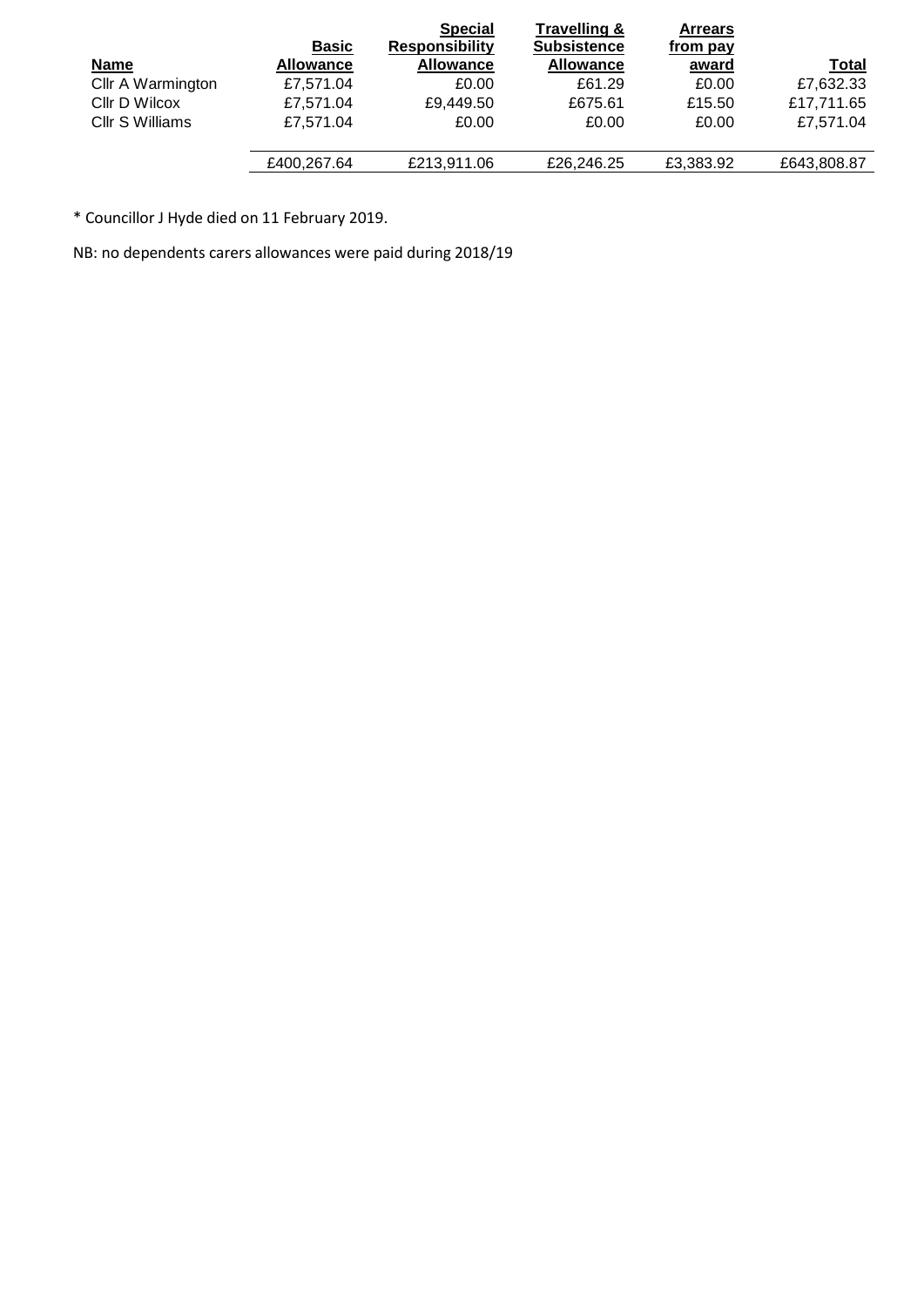| Name | Basic Allowance | Special Responsibility Allowance | Travelling & Subsistence Allowance | Arrears from pay award | Total |
|---|---|---|---|---|---|
| Cllr A Warmington | £7,571.04 | £0.00 | £61.29 | £0.00 | £7,632.33 |
| Cllr D Wilcox | £7,571.04 | £9,449.50 | £675.61 | £15.50 | £17,711.65 |
| Cllr S Williams | £7,571.04 | £0.00 | £0.00 | £0.00 | £7,571.04 |
| | £400,267.64 | £213,911.06 | £26,246.25 | £3,383.92 | £643,808.87 |

* Councillor J Hyde died on 11 February 2019.

NB: no dependents carers allowances were paid during 2018/19